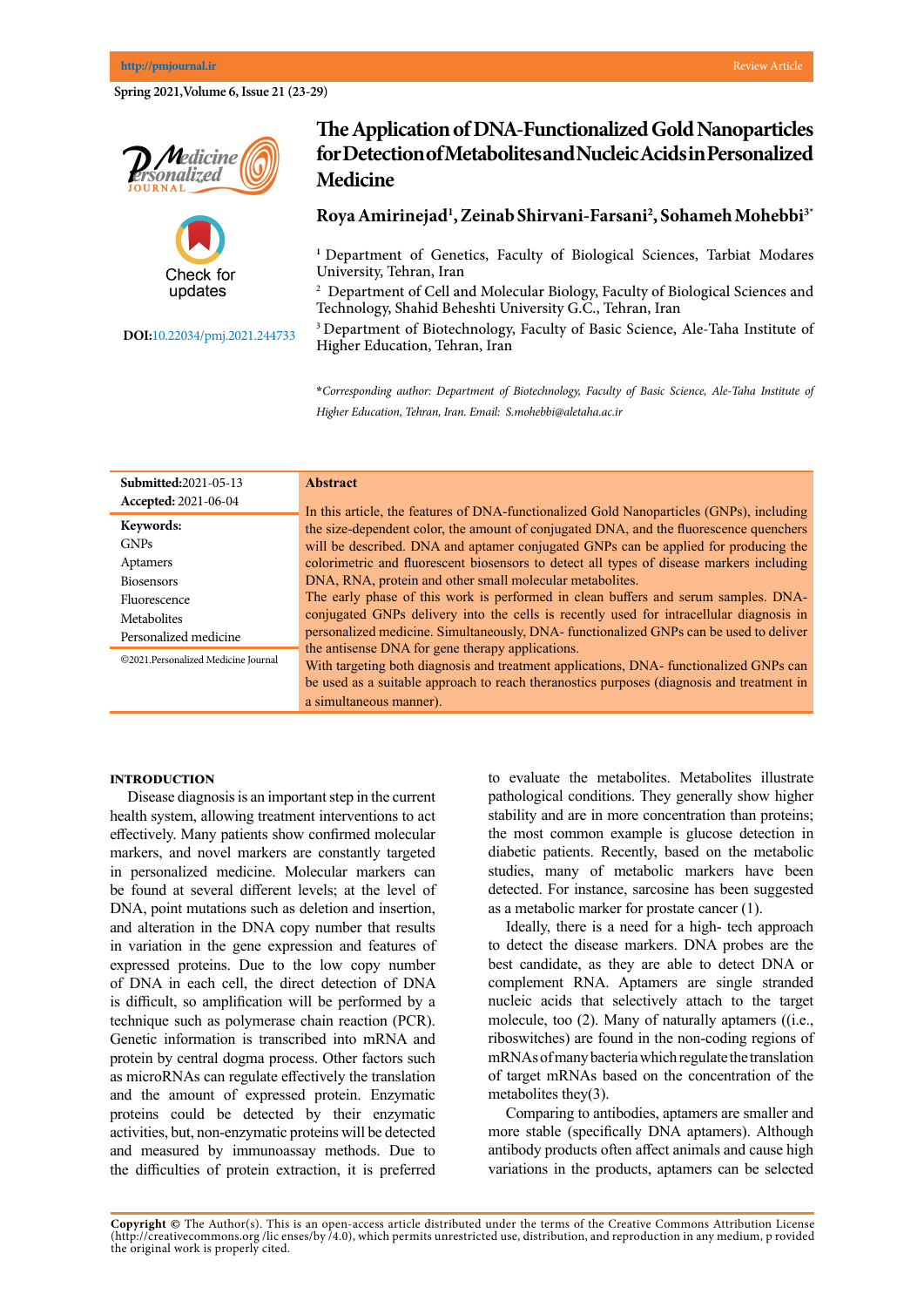Review Article

# The Application of DNA-Functionalized Gold Nanoparticles for Detection of Metabolites and Nucleic Acids in Personalized Medicine

**Roya Amirinejad[1], Zeinab Shirvani-Farsani[2], Sohameh Mohebbi[3*]**

[1] Department of Genetics, Faculty of Biological Sciences, Tarbiat Modares University, Tehran, Iran

[2] Department of Cell and Molecular Biology, Faculty of Biological Sciences and Technology, Shahid Beheshti University G.C., Tehran, Iran

[3] Department of Biotechnology, Faculty of Basic Science, Ale-Taha Institute of Higher Education, Tehran, Iran

*\*Corresponding author: Department of Biotechnology, Faculty of Basic Science, Ale-Taha Institute of Higher Education, Tehran, Iran. Email: S.mohebbi@aletaha.ac.ir*

**DOI:** 10.22034/pmj.2021.244733

**Submitted:** 2021-05-13
**Accepted:** 2021-06-04

**Keywords:**
GNPs
Aptamers
Biosensors
Fluorescence
Metabolites
Personalized medicine

©2021.Personalized Medicine Journal

## Abstract

In this article, the features of DNA-functionalized Gold Nanoparticles (GNPs), including the size-dependent color, the amount of conjugated DNA, and the fluorescence quenchers will be described. DNA and aptamer conjugated GNPs can be applied for producing the colorimetric and fluorescent biosensors to detect all types of disease markers including DNA, RNA, protein and other small molecular metabolites.

The early phase of this work is performed in clean buffers and serum samples. DNA-conjugated GNPs delivery into the cells is recently used for intracellular diagnosis in personalized medicine. Simultaneously, DNA- functionalized GNPs can be used to deliver the antisense DNA for gene therapy applications.

With targeting both diagnosis and treatment applications, DNA- functionalized GNPs can be used as a suitable approach to reach theranostics purposes (diagnosis and treatment in a simultaneous manner).

## INTRODUCTION

Disease diagnosis is an important step in the current health system, allowing treatment interventions to act effectively. Many patients show confirmed molecular markers, and novel markers are constantly targeted in personalized medicine. Molecular markers can be found at several different levels; at the level of DNA, point mutations such as deletion and insertion, and alteration in the DNA copy number that results in variation in the gene expression and features of expressed proteins. Due to the low copy number of DNA in each cell, the direct detection of DNA is difficult, so amplification will be performed by a technique such as polymerase chain reaction (PCR). Genetic information is transcribed into mRNA and protein by central dogma process. Other factors such as microRNAs can regulate effectively the translation and the amount of expressed protein. Enzymatic proteins could be detected by their enzymatic activities, but, non-enzymatic proteins will be detected and measured by immunoassay methods. Due to the difficulties of protein extraction, it is preferred to evaluate the metabolites. Metabolites illustrate pathological conditions. They generally show higher stability and are in more concentration than proteins; the most common example is glucose detection in diabetic patients. Recently, based on the metabolic studies, many of metabolic markers have been detected. For instance, sarcosine has been suggested as a metabolic marker for prostate cancer (1).

Ideally, there is a need for a high- tech approach to detect the disease markers. DNA probes are the best candidate, as they are able to detect DNA or complement RNA. Aptamers are single stranded nucleic acids that selectively attach to the target molecule, too (2). Many of naturally aptamers ((i.e., riboswitches) are found in the non-coding regions of mRNAs of many bacteria which regulate the translation of target mRNAs based on the concentration of the metabolites they(3).

Comparing to antibodies, aptamers are smaller and more stable (specifically DNA aptamers). Although antibody products often affect animals and cause high variations in the products, aptamers can be selected

**Copyright ©** The Author(s). This is an open-access article distributed under the terms of the Creative Commons Attribution License (http://creativecommons.org /lic enses/by /4.0), which permits unrestricted use, distribution, and reproduction in any medium, p rovided the original work is properly cited.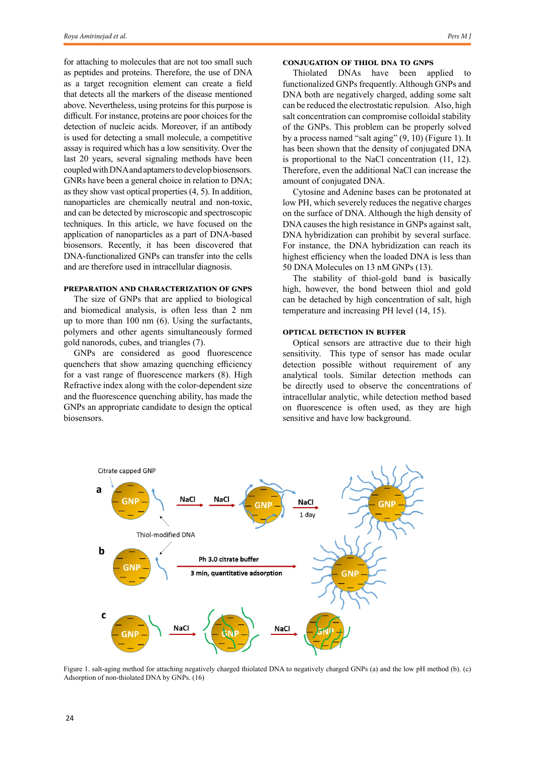for attaching to molecules that are not too small such as peptides and proteins. Therefore, the use of DNA as a target recognition element can create a field that detects all the markers of the disease mentioned above. Nevertheless, using proteins for this purpose is difficult. For instance, proteins are poor choices for the detection of nucleic acids. Moreover, if an antibody is used for detecting a small molecule, a competitive assay is required which has a low sensitivity. Over the last 20 years, several signaling methods have been coupled with DNA and aptamers to develop biosensors. GNRs have been a general choice in relation to DNA; as they show vast optical properties (4, 5). In addition, nanoparticles are chemically neutral and non-toxic, and can be detected by microscopic and spectroscopic techniques. In this article, we have focused on the application of nanoparticles as a part of DNA-based biosensors. Recently, it has been discovered that DNA-functionalized GNPs can transfer into the cells and are therefore used in intracellular diagnosis.

## Preparation and Characterization of GNPs

The size of GNPs that are applied to biological and biomedical analysis, is often less than 2 nm up to more than 100 nm (6). Using the surfactants, polymers and other agents simultaneously formed gold nanorods, cubes, and triangles (7).

GNPs are considered as good fluorescence quenchers that show amazing quenching efficiency for a vast range of fluorescence markers (8). High Refractive index along with the color-dependent size and the fluorescence quenching ability, has made the GNPs an appropriate candidate to design the optical biosensors.

## Conjugation of Thiol DNA to GNPs

Thiolated DNAs have been applied to functionalized GNPs frequently. Although GNPs and DNA both are negatively charged, adding some salt can be reduced the electrostatic repulsion. Also, high salt concentration can compromise colloidal stability of the GNPs. This problem can be properly solved by a process named "salt aging" (9, 10) (Figure 1). It has been shown that the density of conjugated DNA is proportional to the NaCl concentration (11, 12). Therefore, even the additional NaCl can increase the amount of conjugated DNA.

Cytosine and Adenine bases can be protonated at low PH, which severely reduces the negative charges on the surface of DNA. Although the high density of DNA causes the high resistance in GNPs against salt, DNA hybridization can prohibit by several surface. For instance, the DNA hybridization can reach its highest efficiency when the loaded DNA is less than 50 DNA Molecules on 13 nM GNPs (13).

The stability of thiol-gold band is basically high, however, the bond between thiol and gold can be detached by high concentration of salt, high temperature and increasing PH level (14, 15).

## Optical Detection in Buffer

Optical sensors are attractive due to their high sensitivity. This type of sensor has made ocular detection possible without requirement of any analytical tools. Similar detection methods can be directly used to observe the concentrations of intracellular analytic, while detection method based on fluorescence is often used, as they are high sensitive and have low background.

Figure 1. salt-aging method for attaching negatively charged thiolated DNA to negatively charged GNPs (a) and the low pH method (b). (c) Adsorption of non-thiolated DNA by GNPs. (16)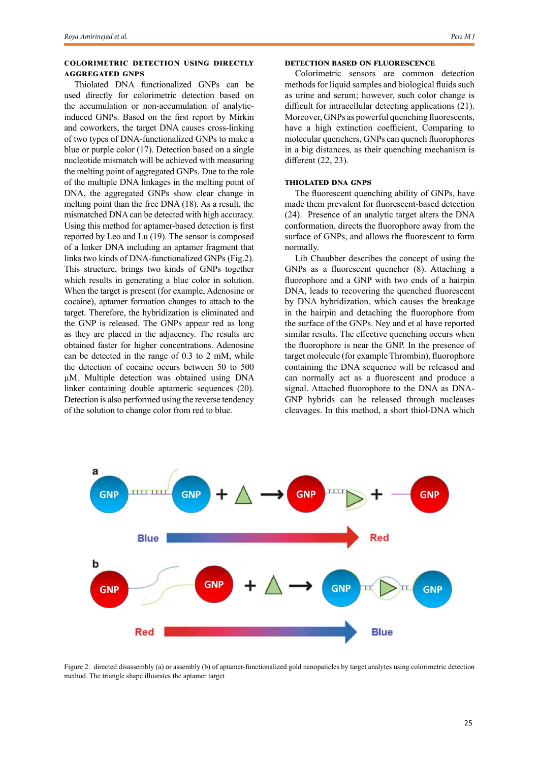### COLORIMETRIC DETECTION USING DIRECTLY AGGREGATED GNPS

Thiolated DNA functionalized GNPs can be used directly for colorimetric detection based on the accumulation or non-accumulation of analytic-induced GNPs. Based on the first report by Mirkin and coworkers, the target DNA causes cross-linking of two types of DNA-functionalized GNPs to make a blue or purple color (17). Detection based on a single nucleotide mismatch will be achieved with measuring the melting point of aggregated GNPs. Due to the role of the multiple DNA linkages in the melting point of DNA, the aggregated GNPs show clear change in melting point than the free DNA (18). As a result, the mismatched DNA can be detected with high accuracy. Using this method for aptamer-based detection is first reported by Leo and Lu (19). The sensor is composed of a linker DNA including an aptamer fragment that links two kinds of DNA-functionalized GNPs (Fig.2). This structure, brings two kinds of GNPs together which results in generating a blue color in solution. When the target is present (for example, Adenosine or cocaine), aptamer formation changes to attach to the target. Therefore, the hybridization is eliminated and the GNP is released. The GNPs appear red as long as they are placed in the adjacency. The results are obtained faster for higher concentrations. Adenosine can be detected in the range of 0.3 to 2 mM, while the detection of cocaine occurs between 50 to 500 µM. Multiple detection was obtained using DNA linker containing double aptameric sequences (20). Detection is also performed using the reverse tendency of the solution to change color from red to blue.

### DETECTION BASED ON FLUORESCENCE

Colorimetric sensors are common detection methods for liquid samples and biological fluids such as urine and serum; however, such color change is difficult for intracellular detecting applications (21). Moreover, GNPs as powerful quenching fluorescents, have a high extinction coefficient, Comparing to molecular quenchers, GNPs can quench fluorophores in a big distances, as their quenching mechanism is different (22, 23).

### THIOLATED DNA GNPS

The fluorescent quenching ability of GNPs, have made them prevalent for fluorescent-based detection (24). Presence of an analytic target alters the DNA conformation, directs the fluorophore away from the surface of GNPs, and allows the fluorescent to form normally.

Lib Chaubber describes the concept of using the GNPs as a fluorescent quencher (8). Attaching a fluorophore and a GNP with two ends of a hairpin DNA, leads to recovering the quenched fluorescent by DNA hybridization, which causes the breakage in the hairpin and detaching the fluorophore from the surface of the GNPs. Ney and et al have reported similar results. The effective quenching occurs when the fluorophore is near the GNP. In the presence of target molecule (for example Thrombin), fluorophore containing the DNA sequence will be released and can normally act as a fluorescent and produce a signal. Attached fluorophore to the DNA as DNA-GNP hybrids can be released through nucleases cleavages. In this method, a short thiol-DNA which

Figure 2. directed disassembly (a) or assembly (b) of aptamer-functionalized gold nanopaticles by target analytes using colorimetric detection method. The triangle shape illusrates the aptamer target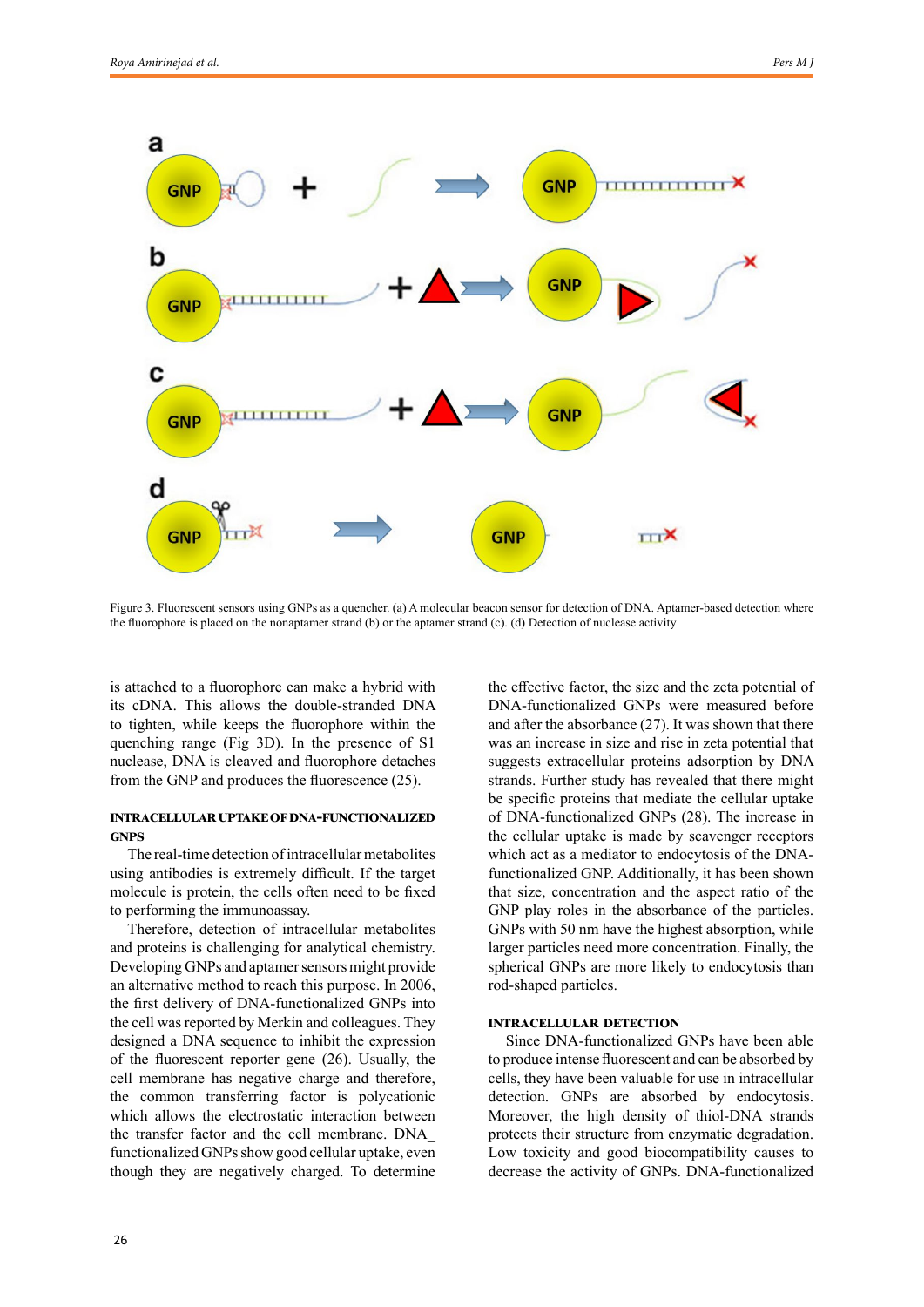Figure 3. Fluorescent sensors using GNPs as a quencher. (a) A molecular beacon sensor for detection of DNA. Aptamer-based detection where the fluorophore is placed on the nonaptamer strand (b) or the aptamer strand (c). (d) Detection of nuclease activity

is attached to a fluorophore can make a hybrid with its cDNA. This allows the double-stranded DNA to tighten, while keeps the fluorophore within the quenching range (Fig 3D). In the presence of S1 nuclease, DNA is cleaved and fluorophore detaches from the GNP and produces the fluorescence (25).

## INTRACELLULAR UPTAKE OF DNA-FUNCTIONALIZED GNPS

The real-time detection of intracellular metabolites using antibodies is extremely difficult. If the target molecule is protein, the cells often need to be fixed to performing the immunoassay.

Therefore, detection of intracellular metabolites and proteins is challenging for analytical chemistry. Developing GNPs and aptamer sensors might provide an alternative method to reach this purpose. In 2006, the first delivery of DNA-functionalized GNPs into the cell was reported by Merkin and colleagues. They designed a DNA sequence to inhibit the expression of the fluorescent reporter gene (26). Usually, the cell membrane has negative charge and therefore, the common transferring factor is polycationic which allows the electrostatic interaction between the transfer factor and the cell membrane. DNA_functionalized GNPs show good cellular uptake, even though they are negatively charged. To determine the effective factor, the size and the zeta potential of DNA-functionalized GNPs were measured before and after the absorbance (27). It was shown that there was an increase in size and rise in zeta potential that suggests extracellular proteins adsorption by DNA strands. Further study has revealed that there might be specific proteins that mediate the cellular uptake of DNA-functionalized GNPs (28). The increase in the cellular uptake is made by scavenger receptors which act as a mediator to endocytosis of the DNA-functionalized GNP. Additionally, it has been shown that size, concentration and the aspect ratio of the GNP play roles in the absorbance of the particles. GNPs with 50 nm have the highest absorption, while larger particles need more concentration. Finally, the spherical GNPs are more likely to endocytosis than rod-shaped particles.

## INTRACELLULAR DETECTION

Since DNA-functionalized GNPs have been able to produce intense fluorescent and can be absorbed by cells, they have been valuable for use in intracellular detection. GNPs are absorbed by endocytosis. Moreover, the high density of thiol-DNA strands protects their structure from enzymatic degradation. Low toxicity and good biocompatibility causes to decrease the activity of GNPs. DNA-functionalized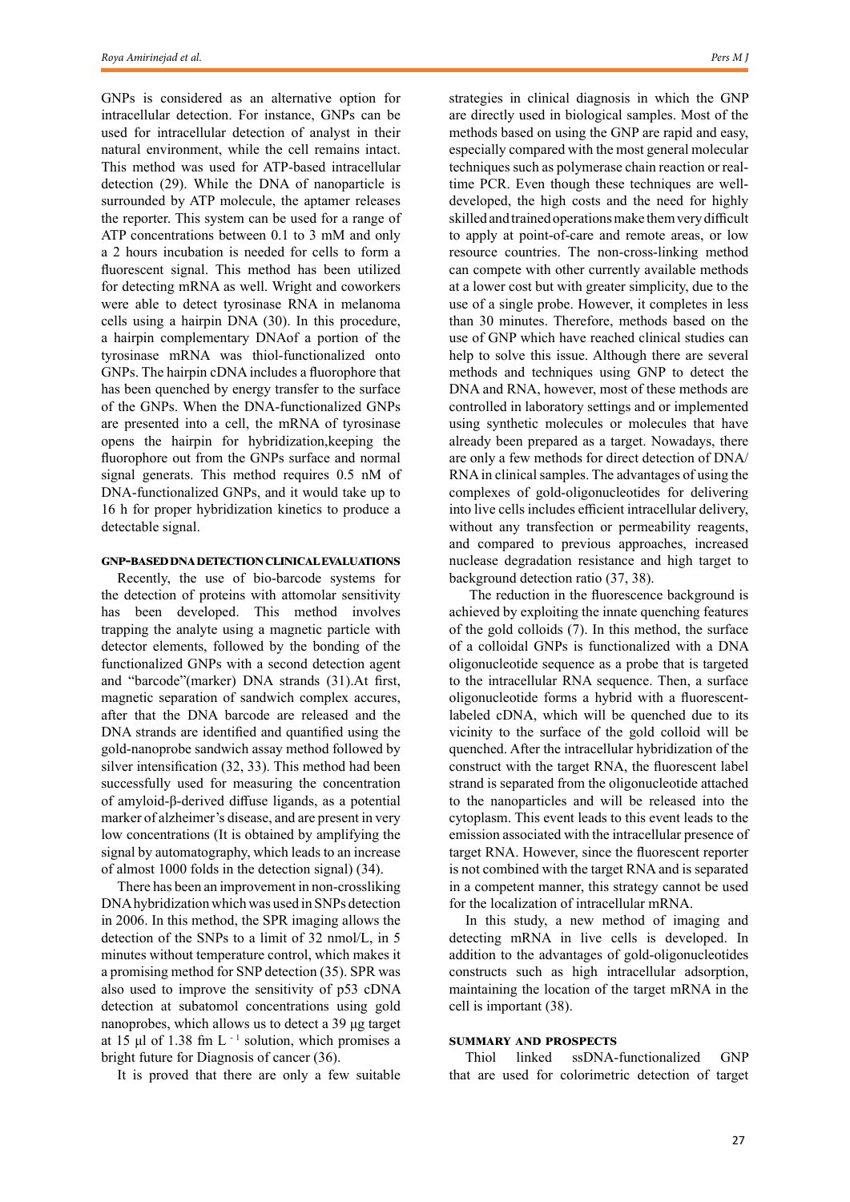GNPs is considered as an alternative option for intracellular detection. For instance, GNPs can be used for intracellular detection of analyst in their natural environment, while the cell remains intact. This method was used for ATP-based intracellular detection (29). While the DNA of nanoparticle is surrounded by ATP molecule, the aptamer releases the reporter. This system can be used for a range of ATP concentrations between 0.1 to 3 mM and only a 2 hours incubation is needed for cells to form a fluorescent signal. This method has been utilized for detecting mRNA as well. Wright and coworkers were able to detect tyrosinase RNA in melanoma cells using a hairpin DNA (30). In this procedure, a hairpin complementary DNAof a portion of the tyrosinase mRNA was thiol-functionalized onto GNPs. The hairpin cDNA includes a fluorophore that has been quenched by energy transfer to the surface of the GNPs. When the DNA-functionalized GNPs are presented into a cell, the mRNA of tyrosinase opens the hairpin for hybridization,keeping the fluorophore out from the GNPs surface and normal signal generats. This method requires 0.5 nM of DNA-functionalized GNPs, and it would take up to 16 h for proper hybridization kinetics to produce a detectable signal.

## GNP-BASED DNA DETECTION CLINICAL EVALUATIONS

Recently, the use of bio-barcode systems for the detection of proteins with attomolar sensitivity has been developed. This method involves trapping the analyte using a magnetic particle with detector elements, followed by the bonding of the functionalized GNPs with a second detection agent and "barcode"(marker) DNA strands (31).At first, magnetic separation of sandwich complex accures, after that the DNA barcode are released and the DNA strands are identified and quantified using the gold-nanoprobe sandwich assay method followed by silver intensification (32, 33). This method had been successfully used for measuring the concentration of amyloid-β-derived diffuse ligands, as a potential marker of alzheimer's disease, and are present in very low concentrations (It is obtained by amplifying the signal by automatography, which leads to an increase of almost 1000 folds in the detection signal) (34).

There has been an improvement in non-crossliking DNA hybridization which was used in SNPs detection in 2006. In this method, the SPR imaging allows the detection of the SNPs to a limit of 32 nmol/L, in 5 minutes without temperature control, which makes it a promising method for SNP detection (35). SPR was also used to improve the sensitivity of p53 cDNA detection at subatomol concentrations using gold nanoprobes, which allows us to detect a 39 μg target at 15 μl of 1.38 fm $L^{-1}$ solution, which promises a bright future for Diagnosis of cancer (36).

It is proved that there are only a few suitable strategies in clinical diagnosis in which the GNP are directly used in biological samples. Most of the methods based on using the GNP are rapid and easy, especially compared with the most general molecular techniques such as polymerase chain reaction or real-time PCR. Even though these techniques are well-developed, the high costs and the need for highly skilled and trained operations make them very difficult to apply at point-of-care and remote areas, or low resource countries. The non-cross-linking method can compete with other currently available methods at a lower cost but with greater simplicity, due to the use of a single probe. However, it completes in less than 30 minutes. Therefore, methods based on the use of GNP which have reached clinical studies can help to solve this issue. Although there are several methods and techniques using GNP to detect the DNA and RNA, however, most of these methods are controlled in laboratory settings and or implemented using synthetic molecules or molecules that have already been prepared as a target. Nowadays, there are only a few methods for direct detection of DNA/RNA in clinical samples. The advantages of using the complexes of gold-oligonucleotides for delivering into live cells includes efficient intracellular delivery, without any transfection or permeability reagents, and compared to previous approaches, increased nuclease degradation resistance and high target to background detection ratio (37, 38).

The reduction in the fluorescence background is achieved by exploiting the innate quenching features of the gold colloids (7). In this method, the surface of a colloidal GNPs is functionalized with a DNA oligonucleotide sequence as a probe that is targeted to the intracellular RNA sequence. Then, a surface oligonucleotide forms a hybrid with a fluorescent-labeled cDNA, which will be quenched due to its vicinity to the surface of the gold colloid will be quenched. After the intracellular hybridization of the construct with the target RNA, the fluorescent label strand is separated from the oligonucleotide attached to the nanoparticles and will be released into the cytoplasm. This event leads to this event leads to the emission associated with the intracellular presence of target RNA. However, since the fluorescent reporter is not combined with the target RNA and is separated in a competent manner, this strategy cannot be used for the localization of intracellular mRNA.

In this study, a new method of imaging and detecting mRNA in live cells is developed. In addition to the advantages of gold-oligonucleotides constructs such as high intracellular adsorption, maintaining the location of the target mRNA in the cell is important (38).

## SUMMARY AND PROSPECTS

Thiol linked ssDNA-functionalized GNP that are used for colorimetric detection of target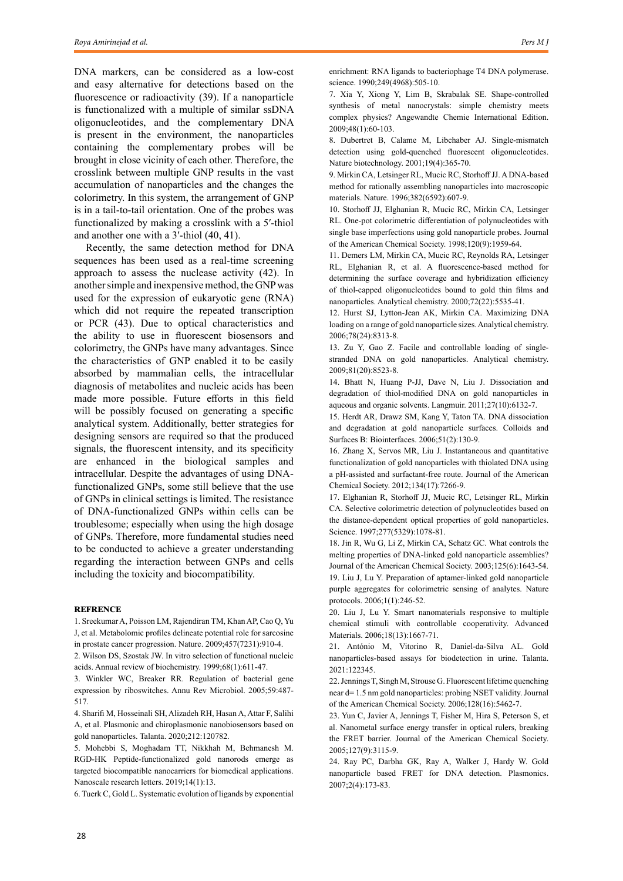DNA markers, can be considered as a low-cost and easy alternative for detections based on the fluorescence or radioactivity (39). If a nanoparticle is functionalized with a multiple of similar ssDNA oligonucleotides, and the complementary DNA is present in the environment, the nanoparticles containing the complementary probes will be brought in close vicinity of each other. Therefore, the crosslink between multiple GNP results in the vast accumulation of nanoparticles and the changes the colorimetry. In this system, the arrangement of GNP is in a tail-to-tail orientation. One of the probes was functionalized by making a crosslink with a 5′-thiol and another one with a 3′-thiol (40, 41).

Recently, the same detection method for DNA sequences has been used as a real-time screening approach to assess the nuclease activity (42). In another simple and inexpensive method, the GNP was used for the expression of eukaryotic gene (RNA) which did not require the repeated transcription or PCR (43). Due to optical characteristics and the ability to use in fluorescent biosensors and colorimetry, the GNPs have many advantages. Since the characteristics of GNP enabled it to be easily absorbed by mammalian cells, the intracellular diagnosis of metabolites and nucleic acids has been made more possible. Future efforts in this field will be possibly focused on generating a specific analytical system. Additionally, better strategies for designing sensors are required so that the produced signals, the fluorescent intensity, and its specificity are enhanced in the biological samples and intracellular. Despite the advantages of using DNA-functionalized GNPs, some still believe that the use of GNPs in clinical settings is limited. The resistance of DNA-functionalized GNPs within cells can be troublesome; especially when using the high dosage of GNPs. Therefore, more fundamental studies need to be conducted to achieve a greater understanding regarding the interaction between GNPs and cells including the toxicity and biocompatibility.

## REFRENCE

1. Sreekumar A, Poisson LM, Rajendiran TM, Khan AP, Cao Q, Yu J, et al. Metabolomic profiles delineate potential role for sarcosine in prostate cancer progression. Nature. 2009;457(7231):910-4.
2. Wilson DS, Szostak JW. In vitro selection of functional nucleic acids. Annual review of biochemistry. 1999;68(1):611-47.
3. Winkler WC, Breaker RR. Regulation of bacterial gene expression by riboswitches. Annu Rev Microbiol. 2005;59:487-517.
4. Sharifi M, Hosseinali SH, Alizadeh RH, Hasan A, Attar F, Salihi A, et al. Plasmonic and chiroplasmonic nanobiosensors based on gold nanoparticles. Talanta. 2020;212:120782.
5. Mohebbi S, Moghadam TT, Nikkhah M, Behmanesh M. RGD-HK Peptide-functionalized gold nanorods emerge as targeted biocompatible nanocarriers for biomedical applications. Nanoscale research letters. 2019;14(1):13.
6. Tuerk C, Gold L. Systematic evolution of ligands by exponential enrichment: RNA ligands to bacteriophage T4 DNA polymerase. science. 1990;249(4968):505-10.
7. Xia Y, Xiong Y, Lim B, Skrabalak SE. Shape-controlled synthesis of metal nanocrystals: simple chemistry meets complex physics? Angewandte Chemie International Edition. 2009;48(1):60-103.
8. Dubertret B, Calame M, Libchaber AJ. Single-mismatch detection using gold-quenched fluorescent oligonucleotides. Nature biotechnology. 2001;19(4):365-70.
9. Mirkin CA, Letsinger RL, Mucic RC, Storhoff JJ. A DNA-based method for rationally assembling nanoparticles into macroscopic materials. Nature. 1996;382(6592):607-9.
10. Storhoff JJ, Elghanian R, Mucic RC, Mirkin CA, Letsinger RL. One-pot colorimetric differentiation of polynucleotides with single base imperfections using gold nanoparticle probes. Journal of the American Chemical Society. 1998;120(9):1959-64.
11. Demers LM, Mirkin CA, Mucic RC, Reynolds RA, Letsinger RL, Elghanian R, et al. A fluorescence-based method for determining the surface coverage and hybridization efficiency of thiol-capped oligonucleotides bound to gold thin films and nanoparticles. Analytical chemistry. 2000;72(22):5535-41.
12. Hurst SJ, Lytton-Jean AK, Mirkin CA. Maximizing DNA loading on a range of gold nanoparticle sizes. Analytical chemistry. 2006;78(24):8313-8.
13. Zu Y, Gao Z. Facile and controllable loading of single-stranded DNA on gold nanoparticles. Analytical chemistry. 2009;81(20):8523-8.
14. Bhatt N, Huang P-JJ, Dave N, Liu J. Dissociation and degradation of thiol-modified DNA on gold nanoparticles in aqueous and organic solvents. Langmuir. 2011;27(10):6132-7.
15. Herdt AR, Drawz SM, Kang Y, Taton TA. DNA dissociation and degradation at gold nanoparticle surfaces. Colloids and Surfaces B: Biointerfaces. 2006;51(2):130-9.
16. Zhang X, Servos MR, Liu J. Instantaneous and quantitative functionalization of gold nanoparticles with thiolated DNA using a pH-assisted and surfactant-free route. Journal of the American Chemical Society. 2012;134(17):7266-9.
17. Elghanian R, Storhoff JJ, Mucic RC, Letsinger RL, Mirkin CA. Selective colorimetric detection of polynucleotides based on the distance-dependent optical properties of gold nanoparticles. Science. 1997;277(5329):1078-81.
18. Jin R, Wu G, Li Z, Mirkin CA, Schatz GC. What controls the melting properties of DNA-linked gold nanoparticle assemblies? Journal of the American Chemical Society. 2003;125(6):1643-54.
19. Liu J, Lu Y. Preparation of aptamer-linked gold nanoparticle purple aggregates for colorimetric sensing of analytes. Nature protocols. 2006;1(1):246-52.
20. Liu J, Lu Y. Smart nanomaterials responsive to multiple chemical stimuli with controllable cooperativity. Advanced Materials. 2006;18(13):1667-71.
21. António M, Vitorino R, Daniel-da-Silva AL. Gold nanoparticles-based assays for biodetection in urine. Talanta. 2021:122345.
22. Jennings T, Singh M, Strouse G. Fluorescent lifetime quenching near d= 1.5 nm gold nanoparticles: probing NSET validity. Journal of the American Chemical Society. 2006;128(16):5462-7.
23. Yun C, Javier A, Jennings T, Fisher M, Hira S, Peterson S, et al. Nanometal surface energy transfer in optical rulers, breaking the FRET barrier. Journal of the American Chemical Society. 2005;127(9):3115-9.
24. Ray PC, Darbha GK, Ray A, Walker J, Hardy W. Gold nanoparticle based FRET for DNA detection. Plasmonics. 2007;2(4):173-83.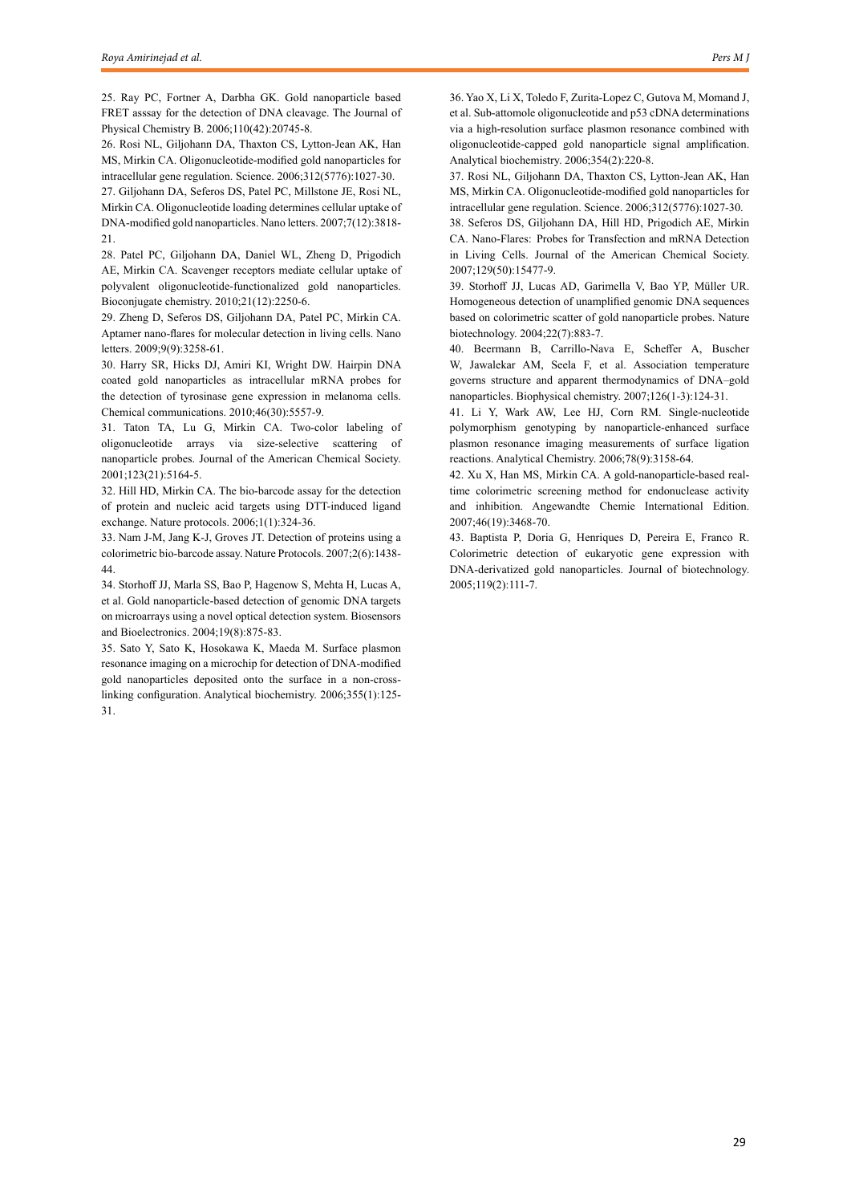25. Ray PC, Fortner A, Darbha GK. Gold nanoparticle based FRET asssay for the detection of DNA cleavage. The Journal of Physical Chemistry B. 2006;110(42):20745-8.

26. Rosi NL, Giljohann DA, Thaxton CS, Lytton-Jean AK, Han MS, Mirkin CA. Oligonucleotide-modified gold nanoparticles for intracellular gene regulation. Science. 2006;312(5776):1027-30.

27. Giljohann DA, Seferos DS, Patel PC, Millstone JE, Rosi NL, Mirkin CA. Oligonucleotide loading determines cellular uptake of DNA-modified gold nanoparticles. Nano letters. 2007;7(12):3818-21.

28. Patel PC, Giljohann DA, Daniel WL, Zheng D, Prigodich AE, Mirkin CA. Scavenger receptors mediate cellular uptake of polyvalent oligonucleotide-functionalized gold nanoparticles. Bioconjugate chemistry. 2010;21(12):2250-6.

29. Zheng D, Seferos DS, Giljohann DA, Patel PC, Mirkin CA. Aptamer nano-flares for molecular detection in living cells. Nano letters. 2009;9(9):3258-61.

30. Harry SR, Hicks DJ, Amiri KI, Wright DW. Hairpin DNA coated gold nanoparticles as intracellular mRNA probes for the detection of tyrosinase gene expression in melanoma cells. Chemical communications. 2010;46(30):5557-9.

31. Taton TA, Lu G, Mirkin CA. Two-color labeling of oligonucleotide arrays via size-selective scattering of nanoparticle probes. Journal of the American Chemical Society. 2001;123(21):5164-5.

32. Hill HD, Mirkin CA. The bio-barcode assay for the detection of protein and nucleic acid targets using DTT-induced ligand exchange. Nature protocols. 2006;1(1):324-36.

33. Nam J-M, Jang K-J, Groves JT. Detection of proteins using a colorimetric bio-barcode assay. Nature Protocols. 2007;2(6):1438-44.

34. Storhoff JJ, Marla SS, Bao P, Hagenow S, Mehta H, Lucas A, et al. Gold nanoparticle-based detection of genomic DNA targets on microarrays using a novel optical detection system. Biosensors and Bioelectronics. 2004;19(8):875-83.

35. Sato Y, Sato K, Hosokawa K, Maeda M. Surface plasmon resonance imaging on a microchip for detection of DNA-modified gold nanoparticles deposited onto the surface in a non-cross-linking configuration. Analytical biochemistry. 2006;355(1):125-31.

36. Yao X, Li X, Toledo F, Zurita-Lopez C, Gutova M, Momand J, et al. Sub-attomole oligonucleotide and p53 cDNA determinations via a high-resolution surface plasmon resonance combined with oligonucleotide-capped gold nanoparticle signal amplification. Analytical biochemistry. 2006;354(2):220-8.

37. Rosi NL, Giljohann DA, Thaxton CS, Lytton-Jean AK, Han MS, Mirkin CA. Oligonucleotide-modified gold nanoparticles for intracellular gene regulation. Science. 2006;312(5776):1027-30.

38. Seferos DS, Giljohann DA, Hill HD, Prigodich AE, Mirkin CA. Nano-Flares: Probes for Transfection and mRNA Detection in Living Cells. Journal of the American Chemical Society. 2007;129(50):15477-9.

39. Storhoff JJ, Lucas AD, Garimella V, Bao YP, Müller UR. Homogeneous detection of unamplified genomic DNA sequences based on colorimetric scatter of gold nanoparticle probes. Nature biotechnology. 2004;22(7):883-7.

40. Beermann B, Carrillo-Nava E, Scheffer A, Buscher W, Jawalekar AM, Seela F, et al. Association temperature governs structure and apparent thermodynamics of DNA–gold nanoparticles. Biophysical chemistry. 2007;126(1-3):124-31.

41. Li Y, Wark AW, Lee HJ, Corn RM. Single-nucleotide polymorphism genotyping by nanoparticle-enhanced surface plasmon resonance imaging measurements of surface ligation reactions. Analytical Chemistry. 2006;78(9):3158-64.

42. Xu X, Han MS, Mirkin CA. A gold-nanoparticle-based real-time colorimetric screening method for endonuclease activity and inhibition. Angewandte Chemie International Edition. 2007;46(19):3468-70.

43. Baptista P, Doria G, Henriques D, Pereira E, Franco R. Colorimetric detection of eukaryotic gene expression with DNA-derivatized gold nanoparticles. Journal of biotechnology. 2005;119(2):111-7.